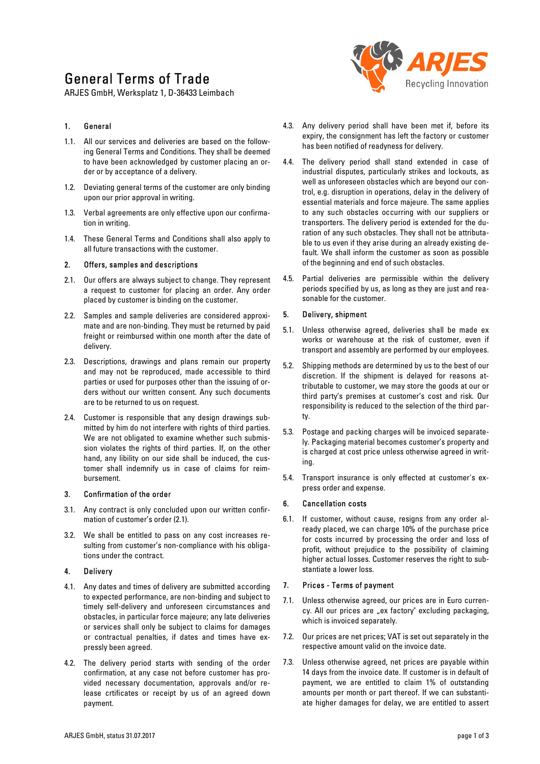# General Terms of Trade

ARJES GmbH, Werksplatz 1, D-36433 Leimbach

## 1. General

1.1. All our services and deliveries are based on the following General Terms and Conditions. They shall be deemed to have been acknowledged by customer placing an order or by acceptance of a delivery.

1.2. Deviating general terms of the customer are only binding upon our prior approval in writing.

1.3. Verbal agreements are only effective upon our confirmation in writing.

1.4. These General Terms and Conditions shall also apply to all future transactions with the customer.

## 2. Offers, samples and descriptions

2.1. Our offers are always subject to change. They represent a request to customer for placing an order. Any order placed by customer is binding on the customer.

2.2. Samples and sample deliveries are considered approximate and are non-binding. They must be returned by paid freight or reimbursed within one month after the date of delivery.

2.3. Descriptions, drawings and plans remain our property and may not be reproduced, made accessible to third parties or used for purposes other than the issuing of orders without our written consent. Any such documents are to be returned to us on request.

2.4. Customer is responsible that any design drawings submitted by him do not interfere with rights of third parties. We are not obligated to examine whether such submission violates the rights of third parties. If, on the other hand, any libility on our side shall be induced, the customer shall indemnify us in case of claims for reimbursement.

## 3. Confirmation of the order

3.1. Any contract is only concluded upon our written confirmation of customer's order (2.1).

3.2. We shall be entitled to pass on any cost increases resulting from customer's non-compliance with his obligations under the contract.

## 4. Delivery

4.1. Any dates and times of delivery are submitted according to expected performance, are non-binding and subject to timely self-delivery and unforeseen circumstances and obstacles, in particular force majeure; any late deliveries or services shall only be subject to claims for damages or contractual penalties, if dates and times have expressly been agreed.

4.2. The delivery period starts with sending of the order confirmation, at any case not before customer has provided necessary documentation, approvals and/or release crtificates or receipt by us of an agreed down payment.

4.3. Any delivery period shall have been met if, before its expiry, the consignment has left the factory or customer has been notified of readyness for delivery.

4.4. The delivery period shall stand extended in case of industrial disputes, particularly strikes and lockouts, as well as unforeseen obstacles which are beyond our control, e.g. disruption in operations, delay in the delivery of essential materials and force majeure. The same applies to any such obstacles occurring with our suppliers or transporters. The delivery period is extended for the duration of any such obstacles. They shall not be attributable to us even if they arise during an already existing default. We shall inform the customer as soon as possible of the beginning and end of such obstacles.

4.5. Partial deliveries are permissible within the delivery periods specified by us, as long as they are just and reasonable for the customer.

## 5. Delivery, shipment

5.1. Unless otherwise agreed, deliveries shall be made ex works or warehouse at the risk of customer, even if transport and assembly are performed by our employees.

5.2. Shipping methods are determined by us to the best of our discretion. If the shipment is delayed for reasons attributable to customer, we may store the goods at our or third party's premises at customer's cost and risk. Our responsibility is reduced to the selection of the third party.

5.3. Postage and packing charges will be invoiced separately. Packaging material becomes customer's property and is charged at cost price unless otherwise agreed in writing.

5.4. Transport insurance is only effected at customer's express order and expense.

## 6. Cancellation costs

6.1. If customer, without cause, resigns from any order already placed, we can charge 10% of the purchase price for costs incurred by processing the order and loss of profit, without prejudice to the possibility of claiming higher actual losses. Customer reserves the right to substantiate a lower loss.

## 7. Prices - Terms of payment

7.1. Unless otherwise agreed, our prices are in Euro currency. All our prices are „ex factory" excluding packaging, which is invoiced separately.

7.2. Our prices are net prices; VAT is set out separately in the respective amount valid on the invoice date.

7.3. Unless otherwise agreed, net prices are payable within 14 days from the invoice date. If customer is in default of payment, we are entitled to claim 1% of outstanding amounts per month or part thereof. If we can substantiate higher damages for delay, we are entitled to assert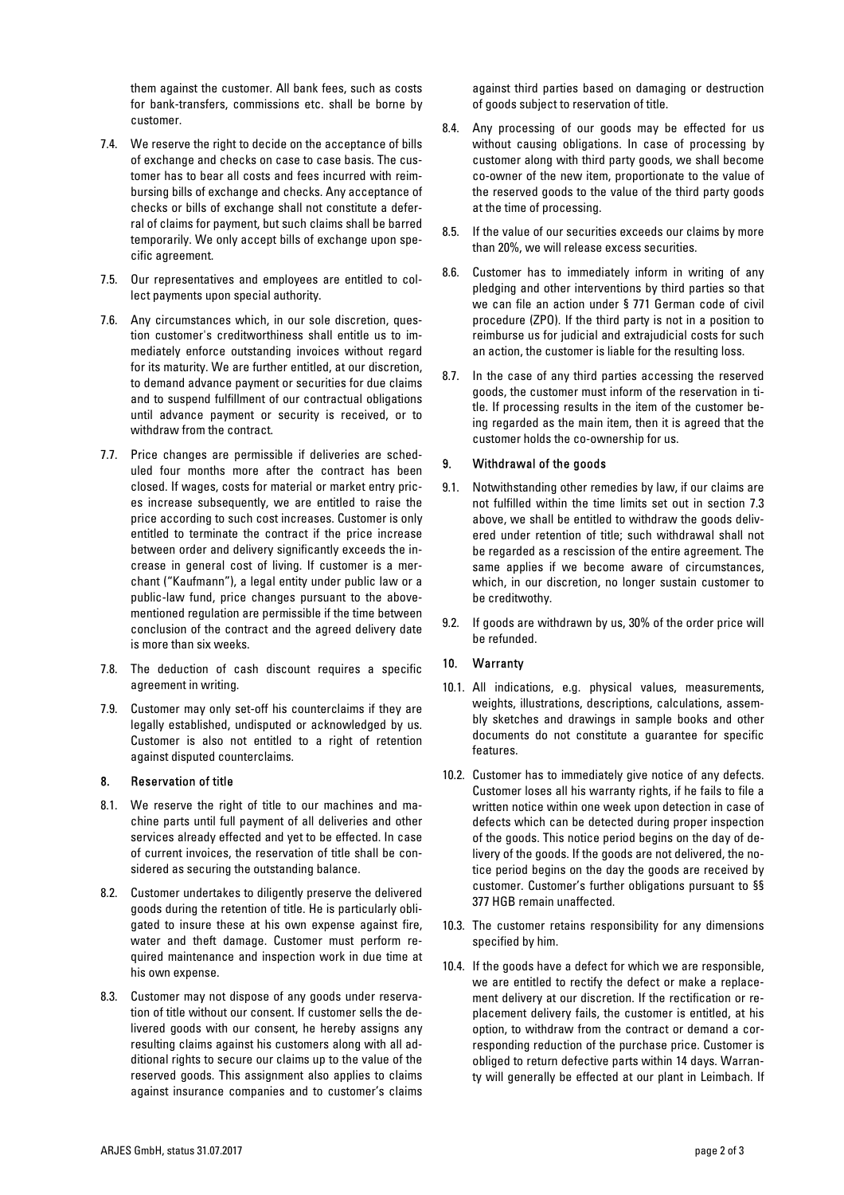them against the customer. All bank fees, such as costs for bank-transfers, commissions etc. shall be borne by customer.

7.4. We reserve the right to decide on the acceptance of bills of exchange and checks on case to case basis. The customer has to bear all costs and fees incurred with reimbursing bills of exchange and checks. Any acceptance of checks or bills of exchange shall not constitute a deferral of claims for payment, but such claims shall be barred temporarily. We only accept bills of exchange upon specific agreement.

7.5. Our representatives and employees are entitled to collect payments upon special authority.

7.6. Any circumstances which, in our sole discretion, question customer's creditworthiness shall entitle us to immediately enforce outstanding invoices without regard for its maturity. We are further entitled, at our discretion, to demand advance payment or securities for due claims and to suspend fulfillment of our contractual obligations until advance payment or security is received, or to withdraw from the contract.

7.7. Price changes are permissible if deliveries are scheduled four months more after the contract has been closed. If wages, costs for material or market entry prices increase subsequently, we are entitled to raise the price according to such cost increases. Customer is only entitled to terminate the contract if the price increase between order and delivery significantly exceeds the increase in general cost of living. If customer is a merchant ("Kaufmann"), a legal entity under public law or a public-law fund, price changes pursuant to the above-mentioned regulation are permissible if the time between conclusion of the contract and the agreed delivery date is more than six weeks.

7.8. The deduction of cash discount requires a specific agreement in writing.

7.9. Customer may only set-off his counterclaims if they are legally established, undisputed or acknowledged by us. Customer is also not entitled to a right of retention against disputed counterclaims.

## 8. Reservation of title

8.1. We reserve the right of title to our machines and machine parts until full payment of all deliveries and other services already effected and yet to be effected. In case of current invoices, the reservation of title shall be considered as securing the outstanding balance.

8.2. Customer undertakes to diligently preserve the delivered goods during the retention of title. He is particularly obligated to insure these at his own expense against fire, water and theft damage. Customer must perform required maintenance and inspection work in due time at his own expense.

8.3. Customer may not dispose of any goods under reservation of title without our consent. If customer sells the delivered goods with our consent, he hereby assigns any resulting claims against his customers along with all additional rights to secure our claims up to the value of the reserved goods. This assignment also applies to claims against insurance companies and to customer's claims against third parties based on damaging or destruction of goods subject to reservation of title.

8.4. Any processing of our goods may be effected for us without causing obligations. In case of processing by customer along with third party goods, we shall become co-owner of the new item, proportionate to the value of the reserved goods to the value of the third party goods at the time of processing.

8.5. If the value of our securities exceeds our claims by more than 20%, we will release excess securities.

8.6. Customer has to immediately inform in writing of any pledging and other interventions by third parties so that we can file an action under § 771 German code of civil procedure (ZPO). If the third party is not in a position to reimburse us for judicial and extrajudicial costs for such an action, the customer is liable for the resulting loss.

8.7. In the case of any third parties accessing the reserved goods, the customer must inform of the reservation in title. If processing results in the item of the customer being regarded as the main item, then it is agreed that the customer holds the co-ownership for us.

## 9. Withdrawal of the goods

9.1. Notwithstanding other remedies by law, if our claims are not fulfilled within the time limits set out in section 7.3 above, we shall be entitled to withdraw the goods delivered under retention of title; such withdrawal shall not be regarded as a rescission of the entire agreement. The same applies if we become aware of circumstances, which, in our discretion, no longer sustain customer to be creditwothy.

9.2. If goods are withdrawn by us, 30% of the order price will be refunded.

## 10. Warranty

10.1. All indications, e.g. physical values, measurements, weights, illustrations, descriptions, calculations, assembly sketches and drawings in sample books and other documents do not constitute a guarantee for specific features.

10.2. Customer has to immediately give notice of any defects. Customer loses all his warranty rights, if he fails to file a written notice within one week upon detection in case of defects which can be detected during proper inspection of the goods. This notice period begins on the day of delivery of the goods. If the goods are not delivered, the notice period begins on the day the goods are received by customer. Customer's further obligations pursuant to §§ 377 HGB remain unaffected.

10.3. The customer retains responsibility for any dimensions specified by him.

10.4. If the goods have a defect for which we are responsible, we are entitled to rectify the defect or make a replacement delivery at our discretion. If the rectification or replacement delivery fails, the customer is entitled, at his option, to withdraw from the contract or demand a corresponding reduction of the purchase price. Customer is obliged to return defective parts within 14 days. Warranty will generally be effected at our plant in Leimbach. If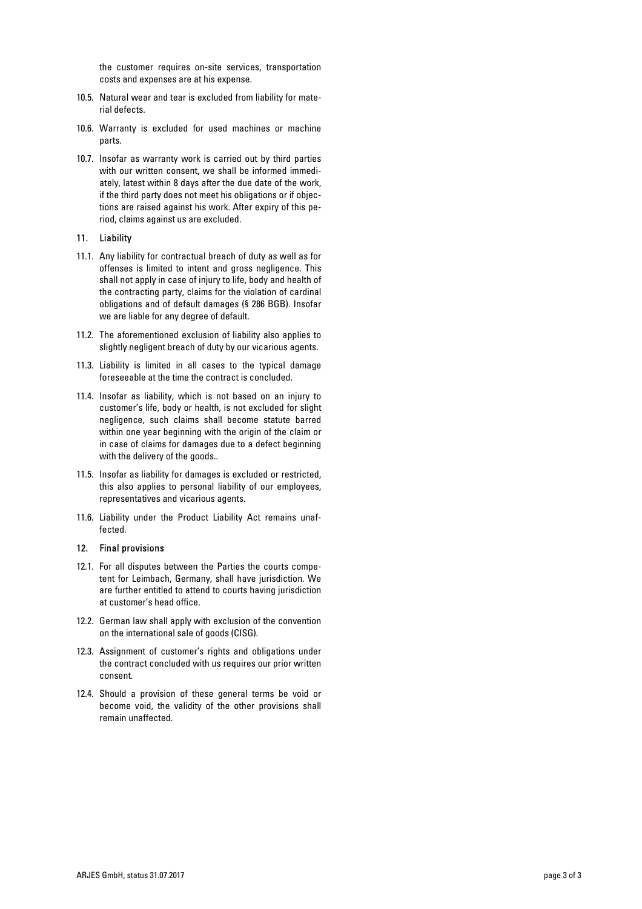the customer requires on-site services, transportation costs and expenses are at his expense.

10.5. Natural wear and tear is excluded from liability for material defects.

10.6. Warranty is excluded for used machines or machine parts.

10.7. Insofar as warranty work is carried out by third parties with our written consent, we shall be informed immediately, latest within 8 days after the due date of the work, if the third party does not meet his obligations or if objections are raised against his work. After expiry of this period, claims against us are excluded.

## 11. Liability

11.1. Any liability for contractual breach of duty as well as for offenses is limited to intent and gross negligence. This shall not apply in case of injury to life, body and health of the contracting party, claims for the violation of cardinal obligations and of default damages (§ 286 BGB). Insofar we are liable for any degree of default.

11.2. The aforementioned exclusion of liability also applies to slightly negligent breach of duty by our vicarious agents.

11.3. Liability is limited in all cases to the typical damage foreseeable at the time the contract is concluded.

11.4. Insofar as liability, which is not based on an injury to customer's life, body or health, is not excluded for slight negligence, such claims shall become statute barred within one year beginning with the origin of the claim or in case of claims for damages due to a defect beginning with the delivery of the goods..

11.5. Insofar as liability for damages is excluded or restricted, this also applies to personal liability of our employees, representatives and vicarious agents.

11.6. Liability under the Product Liability Act remains unaffected.

## 12. Final provisions

12.1. For all disputes between the Parties the courts competent for Leimbach, Germany, shall have jurisdiction. We are further entitled to attend to courts having jurisdiction at customer's head office.

12.2. German law shall apply with exclusion of the convention on the international sale of goods (CISG).

12.3. Assignment of customer's rights and obligations under the contract concluded with us requires our prior written consent.

12.4. Should a provision of these general terms be void or become void, the validity of the other provisions shall remain unaffected.

ARJES GmbH, status 31.07.2017